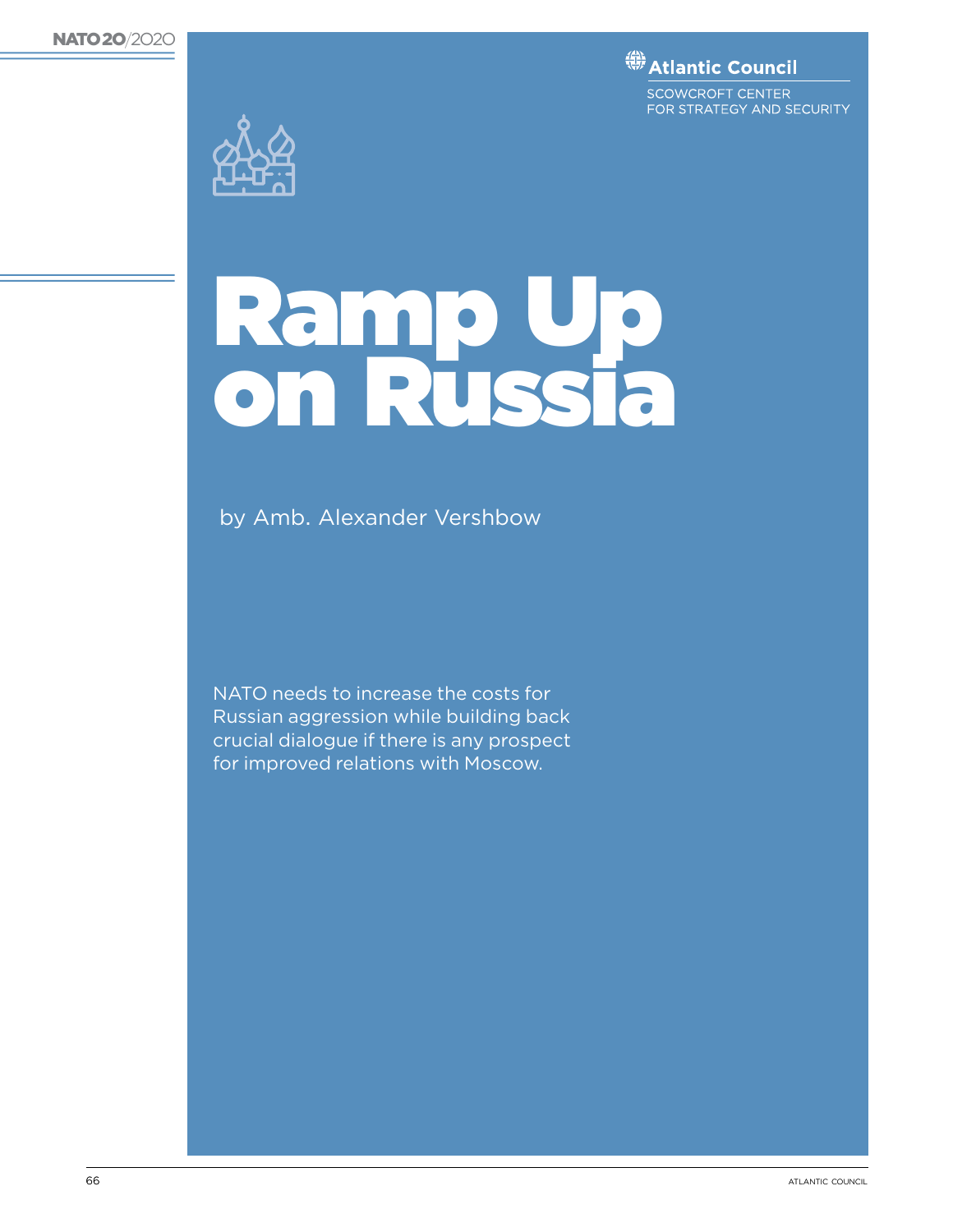# Ramp Up on Russia

by Amb. Alexander Vershbow

NATO needs to increase the costs for Russian aggression while building back crucial dialogue if there is any prospect for improved relations with Moscow.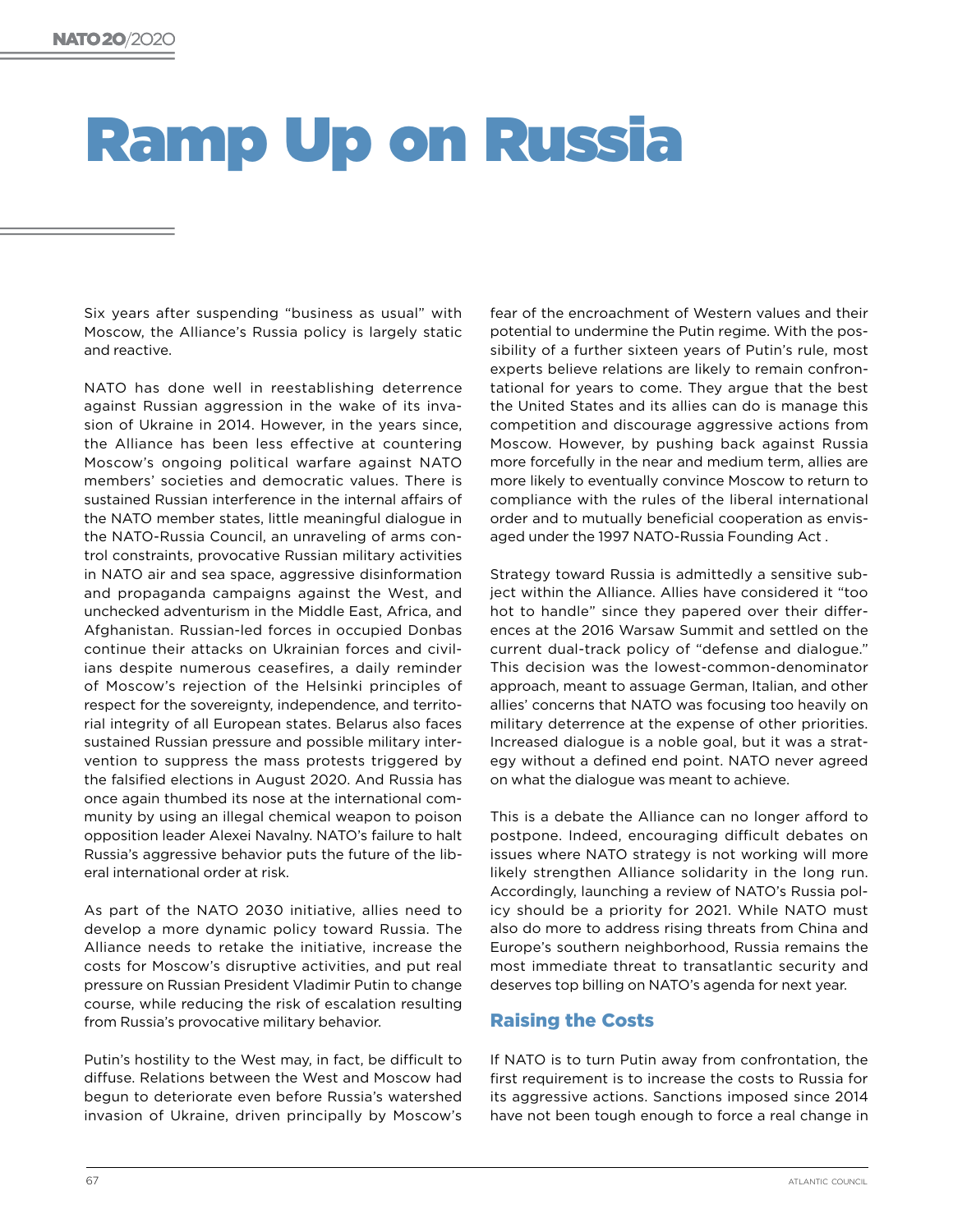# Ramp Up on Russia

Six years after suspending "business as usual" with Moscow, the Alliance's Russia policy is largely static and reactive.

NATO has done well in reestablishing deterrence against Russian aggression in the wake of its invasion of Ukraine in 2014. However, in the years since, the Alliance has been less effective at countering Moscow's ongoing political warfare against NATO members' societies and democratic values. There is sustained Russian interference in the internal affairs of the NATO member states, little meaningful dialogue in the NATO-Russia Council, an unraveling of arms control constraints, provocative Russian military activities in NATO air and sea space, aggressive disinformation and propaganda campaigns against the West, and unchecked adventurism in the Middle East, Africa, and Afghanistan. Russian-led forces in occupied Donbas continue their attacks on Ukrainian forces and civilians despite numerous ceasefires, a daily reminder of Moscow's rejection of the Helsinki principles of respect for the sovereignty, independence, and territorial integrity of all European states. Belarus also faces sustained Russian pressure and possible military intervention to suppress the mass protests triggered by the falsified elections in August 2020. And Russia has once again thumbed its nose at the international community by using an illegal chemical weapon to poison opposition leader Alexei Navalny. NATO's failure to halt Russia's aggressive behavior puts the future of the liberal international order at risk.

As part of the NATO 2030 initiative, allies need to develop a more dynamic policy toward Russia. The Alliance needs to retake the initiative, increase the costs for Moscow's disruptive activities, and put real pressure on Russian President Vladimir Putin to change course, while reducing the risk of escalation resulting from Russia's provocative military behavior.

Putin's hostility to the West may, in fact, be difficult to diffuse. Relations between the West and Moscow had begun to deteriorate even before Russia's watershed invasion of Ukraine, driven principally by Moscow's fear of the encroachment of Western values and their potential to undermine the Putin regime. With the possibility of a further sixteen years of Putin's rule, most experts believe relations are likely to remain confrontational for years to come. They argue that the best the United States and its allies can do is manage this competition and discourage aggressive actions from Moscow. However, by pushing back against Russia more forcefully in the near and medium term, allies are more likely to eventually convince Moscow to return to compliance with the rules of the liberal international order and to mutually beneficial cooperation as envisaged under the 1997 NATO-Russia Founding Act .

Strategy toward Russia is admittedly a sensitive subject within the Alliance. Allies have considered it "too hot to handle" since they papered over their differences at the 2016 Warsaw Summit and settled on the current dual-track policy of "defense and dialogue." This decision was the lowest-common-denominator approach, meant to assuage German, Italian, and other allies' concerns that NATO was focusing too heavily on military deterrence at the expense of other priorities. Increased dialogue is a noble goal, but it was a strategy without a defined end point. NATO never agreed on what the dialogue was meant to achieve.

This is a debate the Alliance can no longer afford to postpone. Indeed, encouraging difficult debates on issues where NATO strategy is not working will more likely strengthen Alliance solidarity in the long run. Accordingly, launching a review of NATO's Russia policy should be a priority for 2021. While NATO must also do more to address rising threats from China and Europe's southern neighborhood, Russia remains the most immediate threat to transatlantic security and deserves top billing on NATO's agenda for next year.

## Raising the Costs

If NATO is to turn Putin away from confrontation, the first requirement is to increase the costs to Russia for its aggressive actions. Sanctions imposed since 2014 have not been tough enough to force a real change in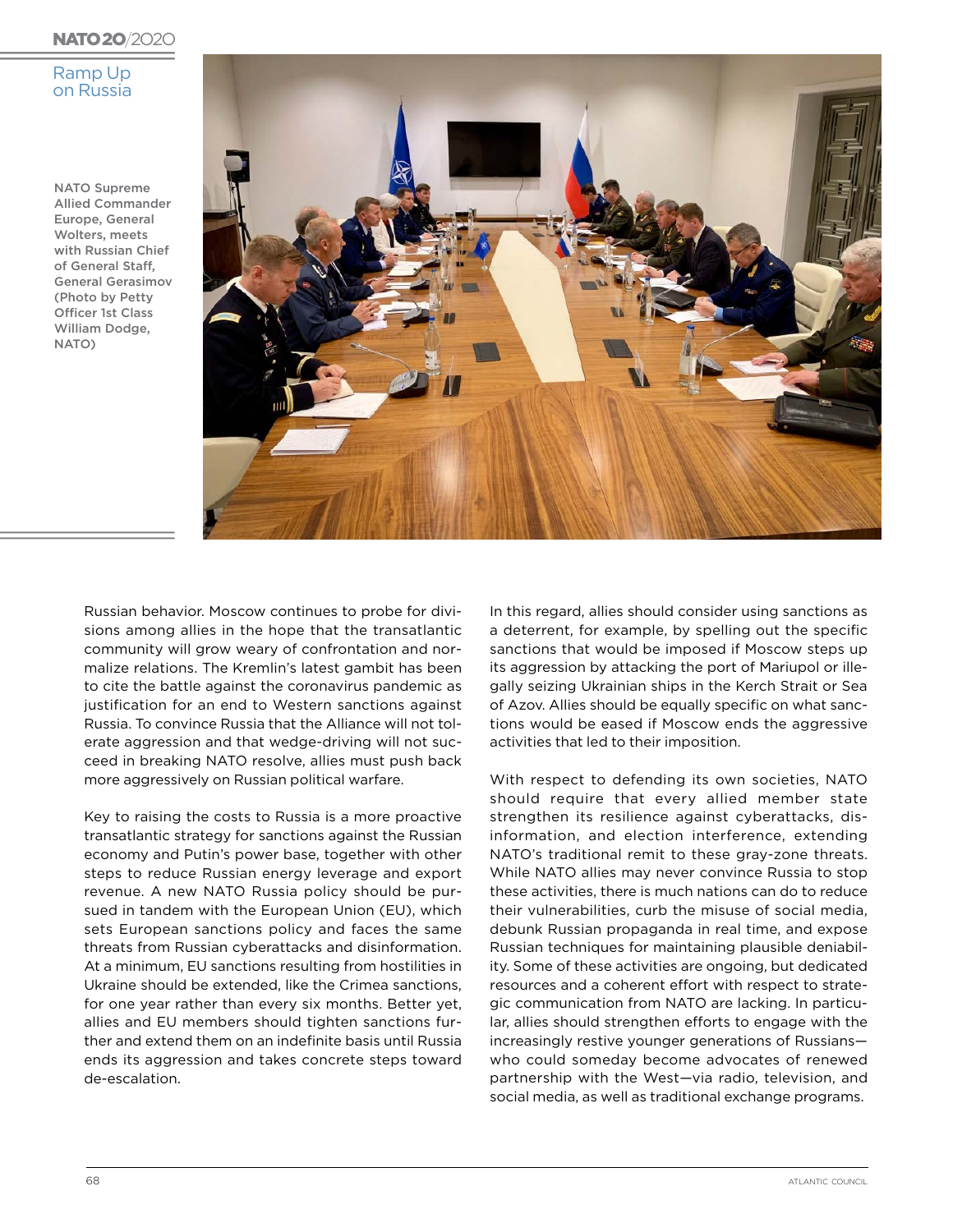NATO Supreme Allied Commander Europe, General Wolters, meets with Russian Chief of General Staff, General Gerasimov (Photo by Petty Officer 1st Class William Dodge, NATO)

Russian behavior. Moscow continues to probe for divisions among allies in the hope that the transatlantic community will grow weary of confrontation and normalize relations. The Kremlin's latest gambit has been to cite the battle against the coronavirus pandemic as justification for an end to Western sanctions against Russia. To convince Russia that the Alliance will not tolerate aggression and that wedge-driving will not succeed in breaking NATO resolve, allies must push back more aggressively on Russian political warfare.

Key to raising the costs to Russia is a more proactive transatlantic strategy for sanctions against the Russian economy and Putin's power base, together with other steps to reduce Russian energy leverage and export revenue. A new NATO Russia policy should be pursued in tandem with the European Union (EU), which sets European sanctions policy and faces the same threats from Russian cyberattacks and disinformation. At a minimum, EU sanctions resulting from hostilities in Ukraine should be extended, like the Crimea sanctions, for one year rather than every six months. Better yet, allies and EU members should tighten sanctions further and extend them on an indefinite basis until Russia ends its aggression and takes concrete steps toward de-escalation.

In this regard, allies should consider using sanctions as a deterrent, for example, by spelling out the specific sanctions that would be imposed if Moscow steps up its aggression by attacking the port of Mariupol or illegally seizing Ukrainian ships in the Kerch Strait or Sea of Azov. Allies should be equally specific on what sanctions would be eased if Moscow ends the aggressive activities that led to their imposition.

With respect to defending its own societies, NATO should require that every allied member state strengthen its resilience against cyberattacks, disinformation, and election interference, extending NATO's traditional remit to these gray-zone threats. While NATO allies may never convince Russia to stop these activities, there is much nations can do to reduce their vulnerabilities, curb the misuse of social media, debunk Russian propaganda in real time, and expose Russian techniques for maintaining plausible deniability. Some of these activities are ongoing, but dedicated resources and a coherent effort with respect to strategic communication from NATO are lacking. In particular, allies should strengthen efforts to engage with the increasingly restive younger generations of Russians—who could someday become advocates of renewed partnership with the West—via radio, television, and social media, as well as traditional exchange programs.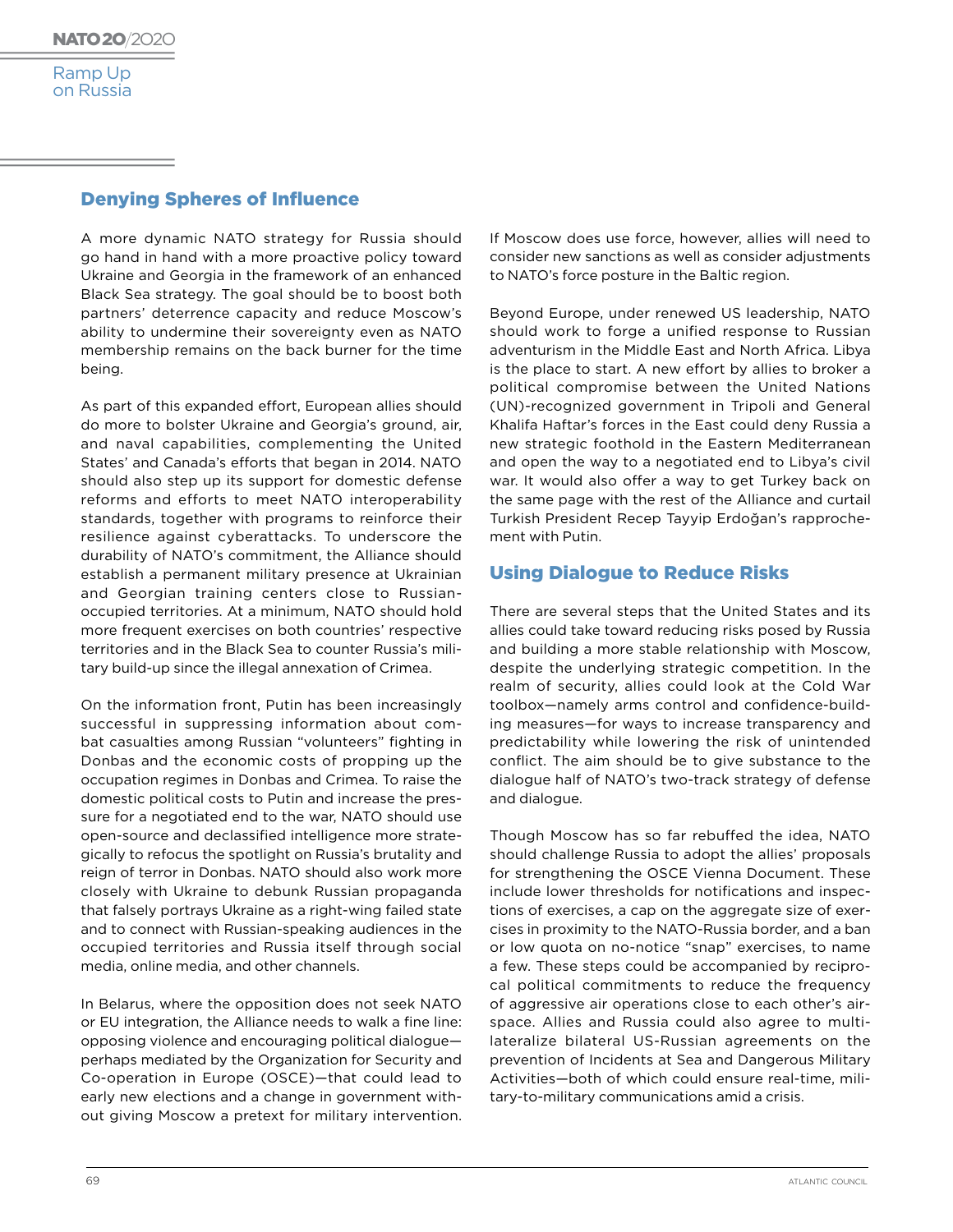## Denying Spheres of Influence

A more dynamic NATO strategy for Russia should go hand in hand with a more proactive policy toward Ukraine and Georgia in the framework of an enhanced Black Sea strategy. The goal should be to boost both partners' deterrence capacity and reduce Moscow's ability to undermine their sovereignty even as NATO membership remains on the back burner for the time being.

As part of this expanded effort, European allies should do more to bolster Ukraine and Georgia's ground, air, and naval capabilities, complementing the United States' and Canada's efforts that began in 2014. NATO should also step up its support for domestic defense reforms and efforts to meet NATO interoperability standards, together with programs to reinforce their resilience against cyberattacks. To underscore the durability of NATO's commitment, the Alliance should establish a permanent military presence at Ukrainian and Georgian training centers close to Russian-occupied territories. At a minimum, NATO should hold more frequent exercises on both countries' respective territories and in the Black Sea to counter Russia's military build-up since the illegal annexation of Crimea.

On the information front, Putin has been increasingly successful in suppressing information about combat casualties among Russian "volunteers" fighting in Donbas and the economic costs of propping up the occupation regimes in Donbas and Crimea. To raise the domestic political costs to Putin and increase the pressure for a negotiated end to the war, NATO should use open-source and declassified intelligence more strategically to refocus the spotlight on Russia's brutality and reign of terror in Donbas. NATO should also work more closely with Ukraine to debunk Russian propaganda that falsely portrays Ukraine as a right-wing failed state and to connect with Russian-speaking audiences in the occupied territories and Russia itself through social media, online media, and other channels.

In Belarus, where the opposition does not seek NATO or EU integration, the Alliance needs to walk a fine line: opposing violence and encouraging political dialogue—perhaps mediated by the Organization for Security and Co-operation in Europe (OSCE)—that could lead to early new elections and a change in government without giving Moscow a pretext for military intervention. If Moscow does use force, however, allies will need to consider new sanctions as well as consider adjustments to NATO's force posture in the Baltic region.

Beyond Europe, under renewed US leadership, NATO should work to forge a unified response to Russian adventurism in the Middle East and North Africa. Libya is the place to start. A new effort by allies to broker a political compromise between the United Nations (UN)-recognized government in Tripoli and General Khalifa Haftar's forces in the East could deny Russia a new strategic foothold in the Eastern Mediterranean and open the way to a negotiated end to Libya's civil war. It would also offer a way to get Turkey back on the same page with the rest of the Alliance and curtail Turkish President Recep Tayyip Erdoğan's rapprochement with Putin.

## Using Dialogue to Reduce Risks

There are several steps that the United States and its allies could take toward reducing risks posed by Russia and building a more stable relationship with Moscow, despite the underlying strategic competition. In the realm of security, allies could look at the Cold War toolbox—namely arms control and confidence-building measures—for ways to increase transparency and predictability while lowering the risk of unintended conflict. The aim should be to give substance to the dialogue half of NATO's two-track strategy of defense and dialogue.

Though Moscow has so far rebuffed the idea, NATO should challenge Russia to adopt the allies' proposals for strengthening the OSCE Vienna Document. These include lower thresholds for notifications and inspections of exercises, a cap on the aggregate size of exercises in proximity to the NATO-Russia border, and a ban or low quota on no-notice "snap" exercises, to name a few. These steps could be accompanied by reciprocal political commitments to reduce the frequency of aggressive air operations close to each other's airspace. Allies and Russia could also agree to multilateralize bilateral US-Russian agreements on the prevention of Incidents at Sea and Dangerous Military Activities—both of which could ensure real-time, military-to-military communications amid a crisis.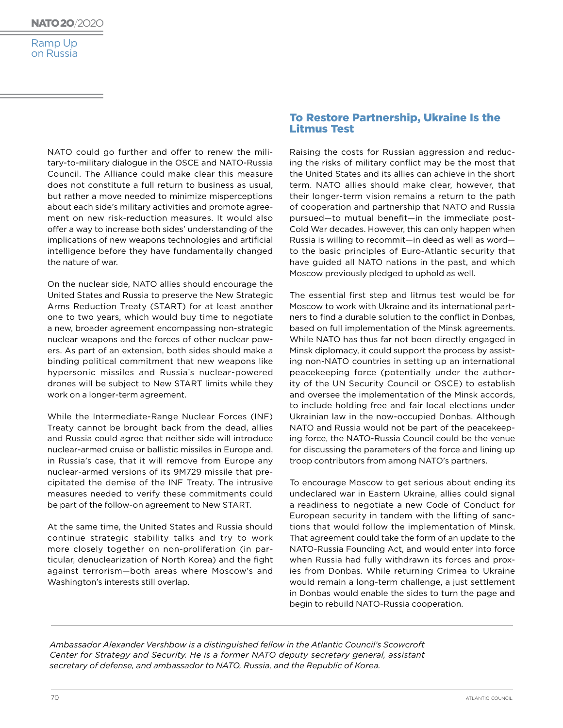NATO could go further and offer to renew the military-to-military dialogue in the OSCE and NATO-Russia Council. The Alliance could make clear this measure does not constitute a full return to business as usual, but rather a move needed to minimize misperceptions about each side's military activities and promote agreement on new risk-reduction measures. It would also offer a way to increase both sides' understanding of the implications of new weapons technologies and artificial intelligence before they have fundamentally changed the nature of war.

On the nuclear side, NATO allies should encourage the United States and Russia to preserve the New Strategic Arms Reduction Treaty (START) for at least another one to two years, which would buy time to negotiate a new, broader agreement encompassing non-strategic nuclear weapons and the forces of other nuclear powers. As part of an extension, both sides should make a binding political commitment that new weapons like hypersonic missiles and Russia's nuclear-powered drones will be subject to New START limits while they work on a longer-term agreement.

While the Intermediate-Range Nuclear Forces (INF) Treaty cannot be brought back from the dead, allies and Russia could agree that neither side will introduce nuclear-armed cruise or ballistic missiles in Europe and, in Russia's case, that it will remove from Europe any nuclear-armed versions of its 9M729 missile that precipitated the demise of the INF Treaty. The intrusive measures needed to verify these commitments could be part of the follow-on agreement to New START.

At the same time, the United States and Russia should continue strategic stability talks and try to work more closely together on non-proliferation (in particular, denuclearization of North Korea) and the fight against terrorism—both areas where Moscow's and Washington's interests still overlap.

## To Restore Partnership, Ukraine Is the Litmus Test

Raising the costs for Russian aggression and reducing the risks of military conflict may be the most that the United States and its allies can achieve in the short term. NATO allies should make clear, however, that their longer-term vision remains a return to the path of cooperation and partnership that NATO and Russia pursued—to mutual benefit—in the immediate post-Cold War decades. However, this can only happen when Russia is willing to recommit—in deed as well as word—to the basic principles of Euro-Atlantic security that have guided all NATO nations in the past, and which Moscow previously pledged to uphold as well.

The essential first step and litmus test would be for Moscow to work with Ukraine and its international partners to find a durable solution to the conflict in Donbas, based on full implementation of the Minsk agreements. While NATO has thus far not been directly engaged in Minsk diplomacy, it could support the process by assisting non-NATO countries in setting up an international peacekeeping force (potentially under the authority of the UN Security Council or OSCE) to establish and oversee the implementation of the Minsk accords, to include holding free and fair local elections under Ukrainian law in the now-occupied Donbas. Although NATO and Russia would not be part of the peacekeeping force, the NATO-Russia Council could be the venue for discussing the parameters of the force and lining up troop contributors from among NATO's partners.

To encourage Moscow to get serious about ending its undeclared war in Eastern Ukraine, allies could signal a readiness to negotiate a new Code of Conduct for European security in tandem with the lifting of sanctions that would follow the implementation of Minsk. That agreement could take the form of an update to the NATO-Russia Founding Act, and would enter into force when Russia had fully withdrawn its forces and proxies from Donbas. While returning Crimea to Ukraine would remain a long-term challenge, a just settlement in Donbas would enable the sides to turn the page and begin to rebuild NATO-Russia cooperation.

---

*Ambassador Alexander Vershbow is a distinguished fellow in the Atlantic Council's Scowcroft Center for Strategy and Security. He is a former NATO deputy secretary general, assistant secretary of defense, and ambassador to NATO, Russia, and the Republic of Korea.*